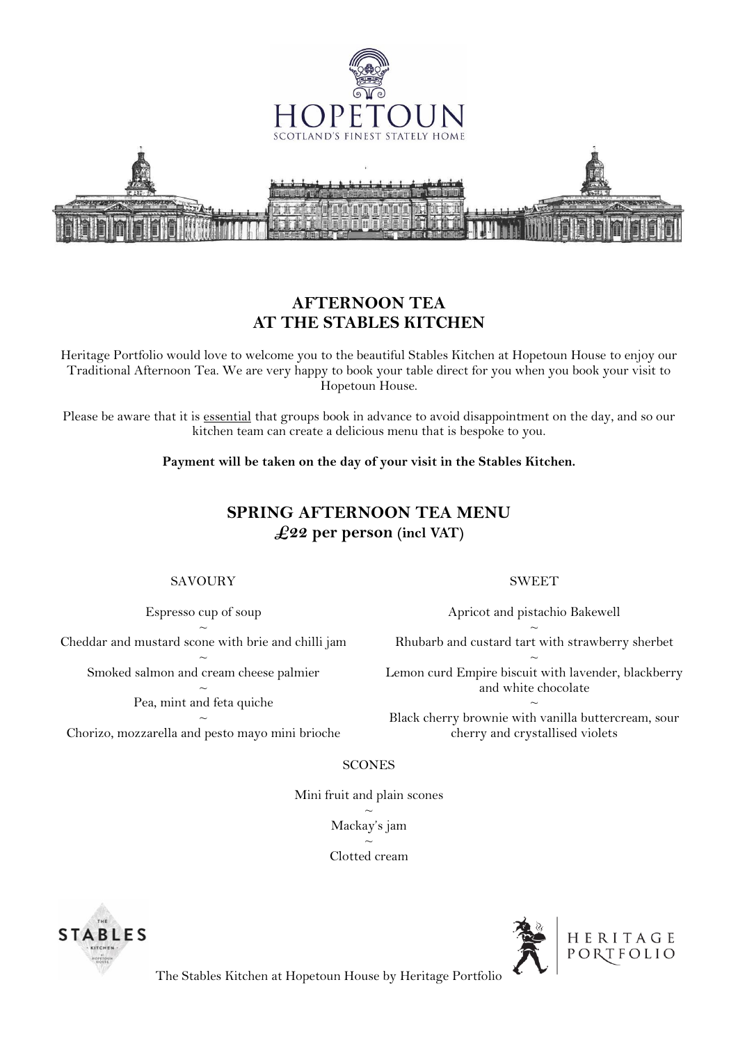HOPETOUN

SCOTLAND'S FINEST STATELY HOME

## AFTERNOON TEA
## AT THE STABLES KITCHEN

Heritage Portfolio would love to welcome you to the beautiful Stables Kitchen at Hopetoun House to enjoy our Traditional Afternoon Tea. We are very happy to book your table direct for you when you book your visit to Hopetoun House.

Please be aware that it is essential that groups book in advance to avoid disappointment on the day, and so our kitchen team can create a delicious menu that is bespoke to you.

**Payment will be taken on the day of your visit in the Stables Kitchen.**

## SPRING AFTERNOON TEA MENU
### *£22* per person (incl VAT)

### SAVOURY

Espresso cup of soup

~

Cheddar and mustard scone with brie and chilli jam

~

Smoked salmon and cream cheese palmier

~

Pea, mint and feta quiche

~

Chorizo, mozzarella and pesto mayo mini brioche

### SWEET

Apricot and pistachio Bakewell

~

Rhubarb and custard tart with strawberry sherbet

~

Lemon curd Empire biscuit with lavender, blackberry and white chocolate

~

Black cherry brownie with vanilla buttercream, sour cherry and crystallised violets

### SCONES

Mini fruit and plain scones

~

Mackay's jam

~

Clotted cream

THE STABLES KITCHEN AT HOPETOUN HOUSE

HERITAGE PORTFOLIO

The Stables Kitchen at Hopetoun House by Heritage Portfolio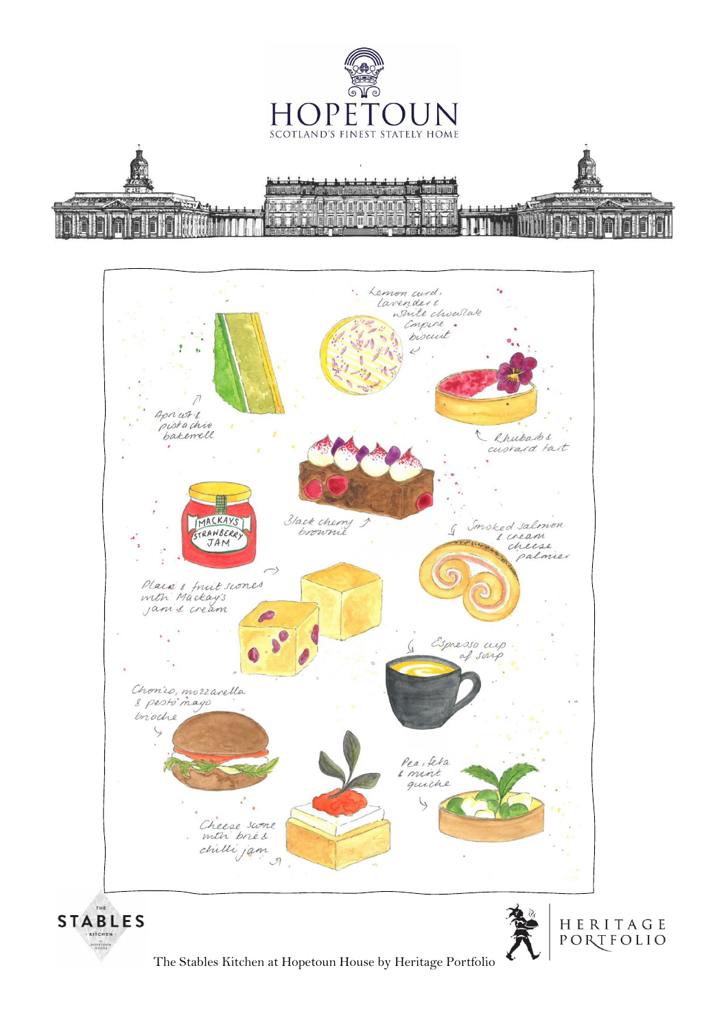# HOPETOUN

SCOTLAND'S FINEST STATELY HOME

Lemon curd, lavender & white chocolate Empire biscuit

Apricot & pistachio bakewell

Rhubarb & custard tart

Black cherry brownie

MACKAYS STRAWBERRY JAM

Smoked salmon & cream cheese palmier

Plain & fruit scones with Mackay's jam & cream

Espresso cup of soup

Chorizo, mozzarella & pesto mayo brioche

Pea, feta & mint quiche

Cheese scone with brie & chilli jam

THE STABLES KITCHEN

HERITAGE PORTFOLIO

The Stables Kitchen at Hopetoun House by Heritage Portfolio